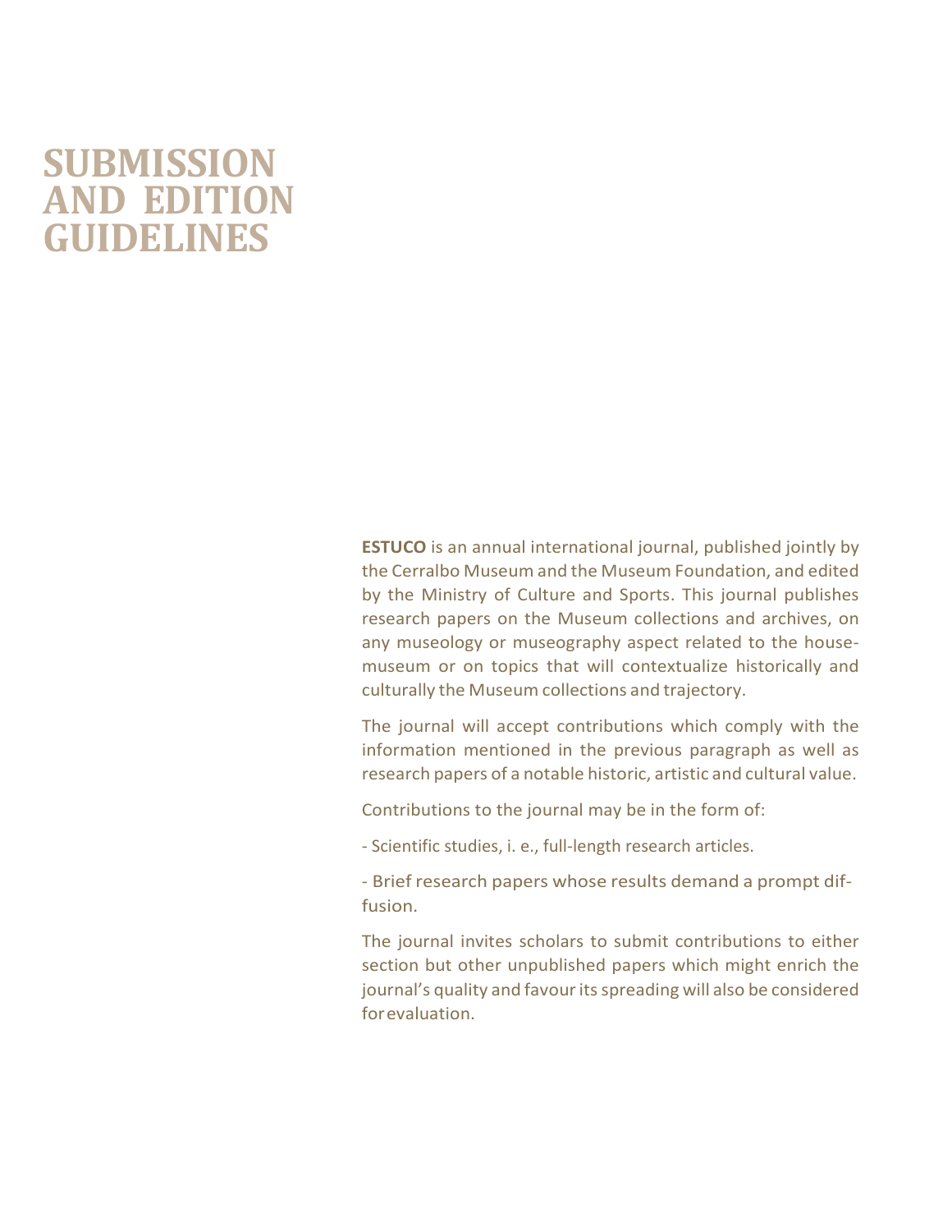# SUBMISSION AND EDITION GUIDELINES

**ESTUCO** is an annual international journal, published jointly by the Cerralbo Museum and the Museum Foundation, and edited by the Ministry of Culture and Sports. This journal publishes research papers on the Museum collections and archives, on any museology or museography aspect related to the house-museum or on topics that will contextualize historically and culturally the Museum collections and trajectory.

The journal will accept contributions which comply with the information mentioned in the previous paragraph as well as research papers of a notable historic, artistic and cultural value.

Contributions to the journal may be in the form of:

- Scientific studies, i. e., full-length research articles.

- Brief research papers whose results demand a prompt diffusion.

The journal invites scholars to submit contributions to either section but other unpublished papers which might enrich the journal's quality and favour its spreading will also be considered for evaluation.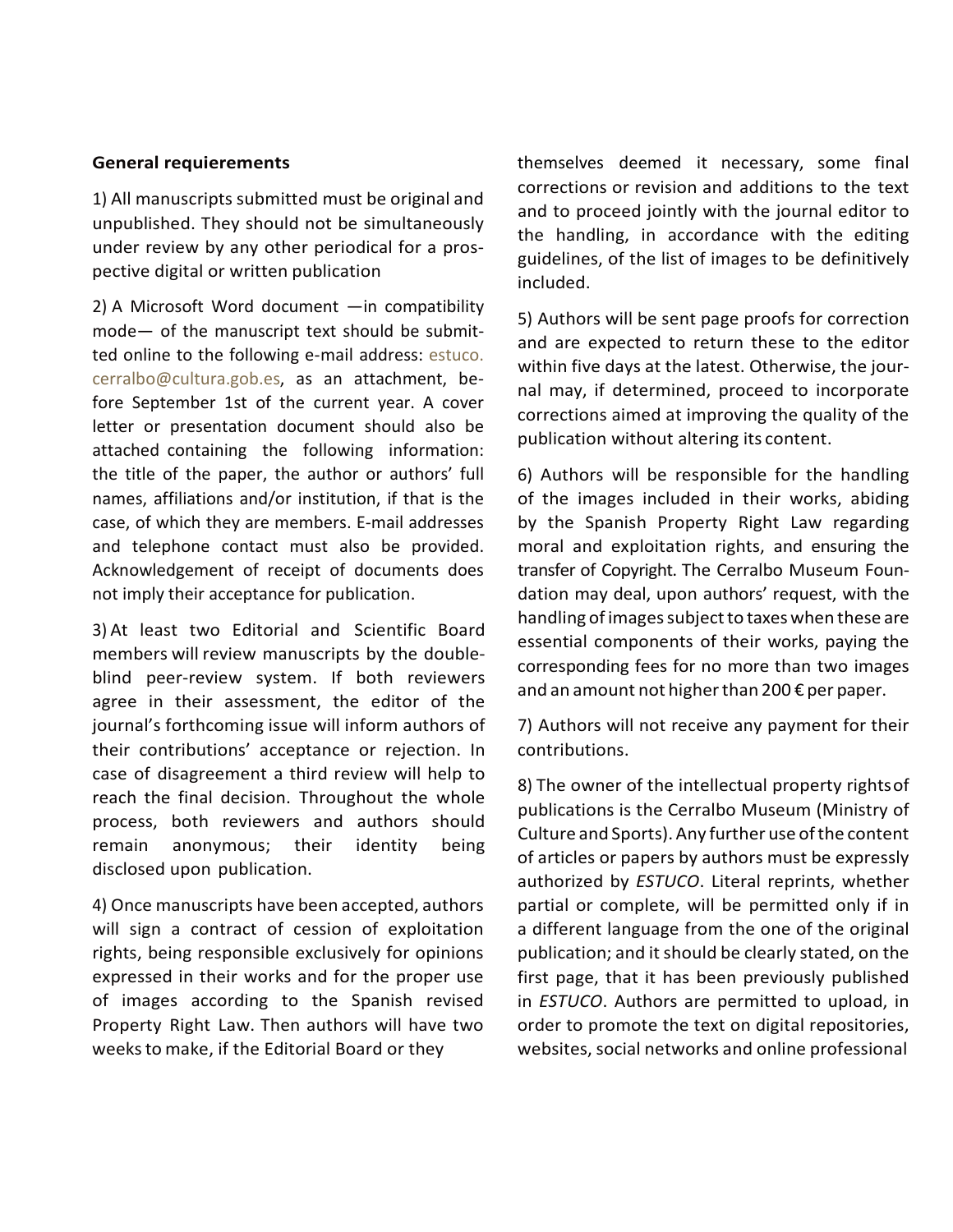**General requierements**

1) All manuscripts submitted must be original and unpublished. They should not be simultaneously under review by any other periodical for a prospective digital or written publication

2) A Microsoft Word document —in compatibility mode— of the manuscript text should be submitted online to the following e-mail address: estuco.cerralbo@cultura.gob.es, as an attachment, before September 1st of the current year. A cover letter or presentation document should also be attached containing the following information: the title of the paper, the author or authors' full names, affiliations and/or institution, if that is the case, of which they are members. E-mail addresses and telephone contact must also be provided. Acknowledgement of receipt of documents does not imply their acceptance for publication.

3) At least two Editorial and Scientific Board members will review manuscripts by the double-blind peer-review system. If both reviewers agree in their assessment, the editor of the journal's forthcoming issue will inform authors of their contributions' acceptance or rejection. In case of disagreement a third review will help to reach the final decision. Throughout the whole process, both reviewers and authors should remain anonymous; their identity being disclosed upon publication.

4) Once manuscripts have been accepted, authors will sign a contract of cession of exploitation rights, being responsible exclusively for opinions expressed in their works and for the proper use of images according to the Spanish revised Property Right Law. Then authors will have two weeks to make, if the Editorial Board or they themselves deemed it necessary, some final corrections or revision and additions to the text and to proceed jointly with the journal editor to the handling, in accordance with the editing guidelines, of the list of images to be definitively included.

5) Authors will be sent page proofs for correction and are expected to return these to the editor within five days at the latest. Otherwise, the journal may, if determined, proceed to incorporate corrections aimed at improving the quality of the publication without altering its content.

6) Authors will be responsible for the handling of the images included in their works, abiding by the Spanish Property Right Law regarding moral and exploitation rights, and ensuring the transfer of Copyright. The Cerralbo Museum Foundation may deal, upon authors' request, with the handling of images subject to taxes when these are essential components of their works, paying the corresponding fees for no more than two images and an amount not higher than 200 € per paper.

7) Authors will not receive any payment for their contributions.

8) The owner of the intellectual property rights of publications is the Cerralbo Museum (Ministry of Culture and Sports). Any further use of the content of articles or papers by authors must be expressly authorized by *ESTUCO*. Literal reprints, whether partial or complete, will be permitted only if in a different language from the one of the original publication; and it should be clearly stated, on the first page, that it has been previously published in *ESTUCO*. Authors are permitted to upload, in order to promote the text on digital repositories, websites, social networks and online professional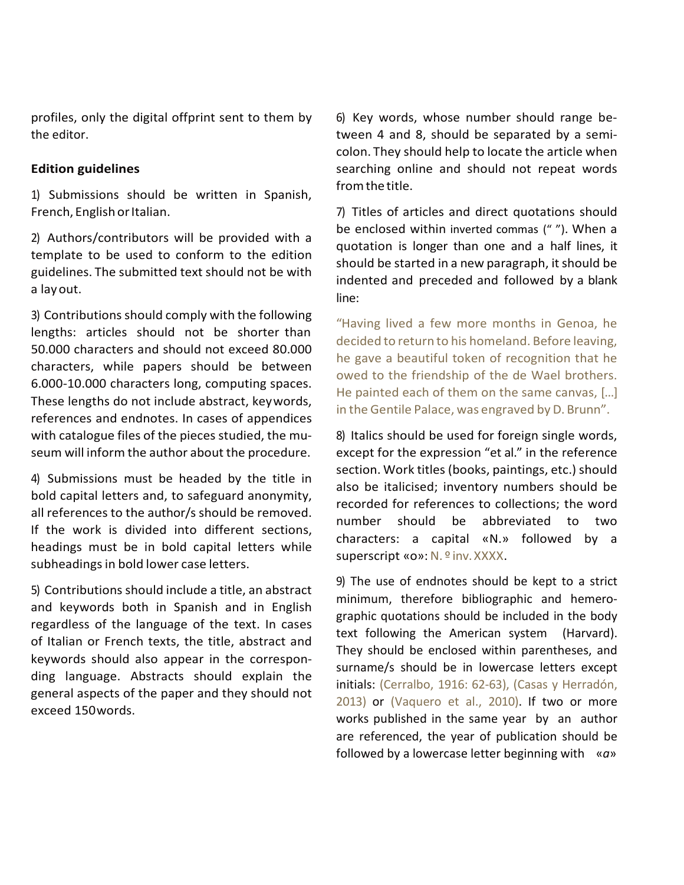profiles, only the digital offprint sent to them by the editor.

**Edition guidelines**

1) Submissions should be written in Spanish, French, English or Italian.

2) Authors/contributors will be provided with a template to be used to conform to the edition guidelines. The submitted text should not be with a lay out.

3) Contributions should comply with the following lengths: articles should not be shorter than 50.000 characters and should not exceed 80.000 characters, while papers should be between 6.000-10.000 characters long, computing spaces. These lengths do not include abstract, keywords, references and endnotes. In cases of appendices with catalogue files of the pieces studied, the museum will inform the author about the procedure.

4) Submissions must be headed by the title in bold capital letters and, to safeguard anonymity, all references to the author/s should be removed. If the work is divided into different sections, headings must be in bold capital letters while subheadings in bold lower case letters.

5) Contributions should include a title, an abstract and keywords both in Spanish and in English regardless of the language of the text. In cases of Italian or French texts, the title, abstract and keywords should also appear in the corresponding language. Abstracts should explain the general aspects of the paper and they should not exceed 150 words.

6) Key words, whose number should range between 4 and 8, should be separated by a semicolon. They should help to locate the article when searching online and should not repeat words from the title.

7) Titles of articles and direct quotations should be enclosed within inverted commas (" "). When a quotation is longer than one and a half lines, it should be started in a new paragraph, it should be indented and preceded and followed by a blank line:

"Having lived a few more months in Genoa, he decided to return to his homeland. Before leaving, he gave a beautiful token of recognition that he owed to the friendship of the de Wael brothers. He painted each of them on the same canvas, […] in the Gentile Palace, was engraved by D. Brunn".

8) Italics should be used for foreign single words, except for the expression "et al." in the reference section. Work titles (books, paintings, etc.) should also be italicised; inventory numbers should be recorded for references to collections; the word number should be abbreviated to two characters: a capital «N.» followed by a superscript «o»: N. º inv. XXXX.

9) The use of endnotes should be kept to a strict minimum, therefore bibliographic and hemerographic quotations should be included in the body text following the American system (Harvard). They should be enclosed within parentheses, and surname/s should be in lowercase letters except initials: (Cerralbo, 1916: 62-63), (Casas y Herradón, 2013) or (Vaquero et al., 2010). If two or more works published in the same year by an author are referenced, the year of publication should be followed by a lowercase letter beginning with «*a*»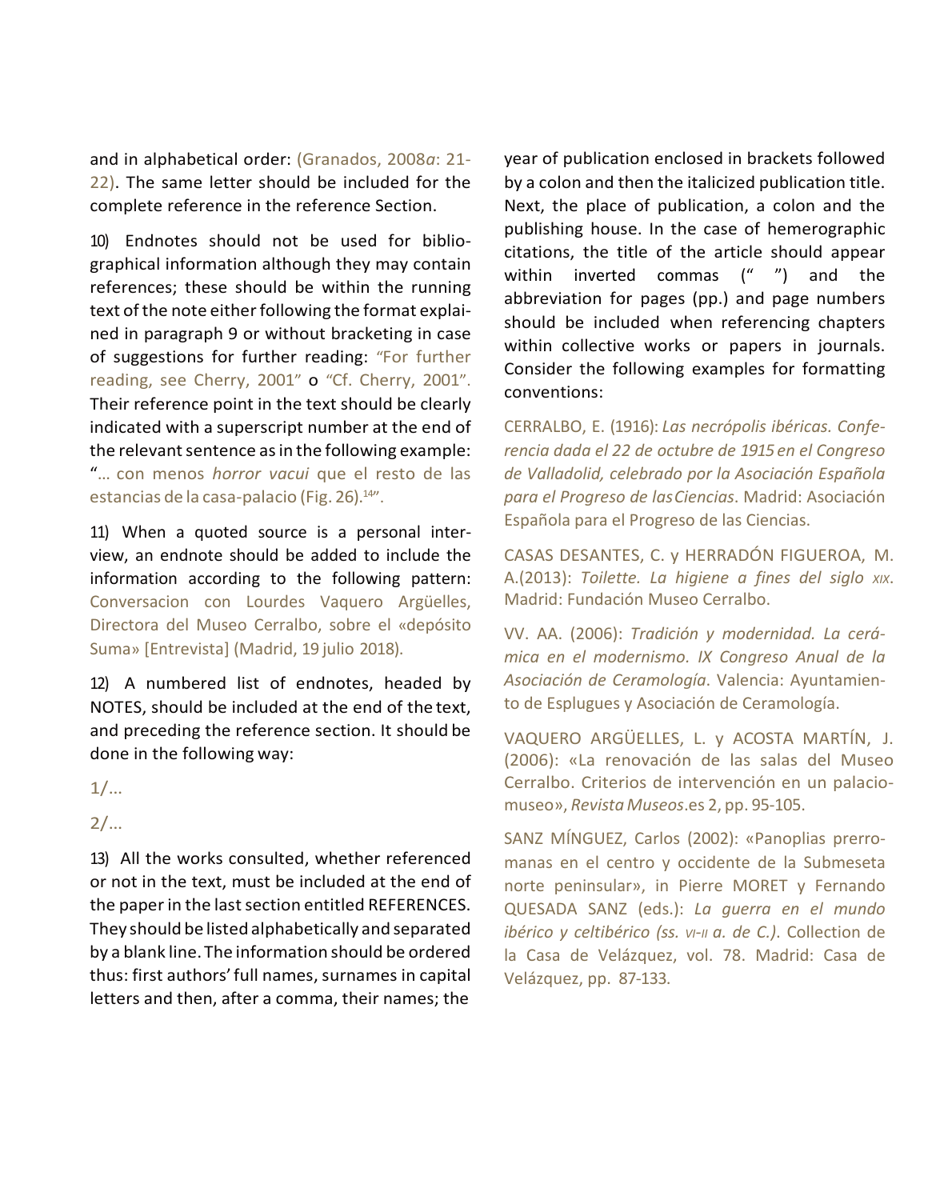and in alphabetical order: (Granados, 2008*a*: 21-22). The same letter should be included for the complete reference in the reference Section.

10) Endnotes should not be used for bibliographical information although they may contain references; these should be within the running text of the note either following the format explained in paragraph 9 or without bracketing in case of suggestions for further reading: "For further reading, see Cherry, 2001" o "Cf. Cherry, 2001". Their reference point in the text should be clearly indicated with a superscript number at the end of the relevant sentence as in the following example: "… con menos *horror vacui* que el resto de las estancias de la casa-palacio (Fig. 26).[14]".

11) When a quoted source is a personal interview, an endnote should be added to include the information according to the following pattern: Conversacion con Lourdes Vaquero Argüelles, Directora del Museo Cerralbo, sobre el «depósito Suma» [Entrevista] (Madrid, 19 julio 2018).

12) A numbered list of endnotes, headed by NOTES, should be included at the end of the text, and preceding the reference section. It should be done in the following way:

1/…

2/…

13) All the works consulted, whether referenced or not in the text, must be included at the end of the paper in the last section entitled REFERENCES. They should be listed alphabetically and separated by a blank line. The information should be ordered thus: first authors' full names, surnames in capital letters and then, after a comma, their names; the year of publication enclosed in brackets followed by a colon and then the italicized publication title. Next, the place of publication, a colon and the publishing house. In the case of hemerographic citations, the title of the article should appear within inverted commas (" ") and the abbreviation for pages (pp.) and page numbers should be included when referencing chapters within collective works or papers in journals. Consider the following examples for formatting conventions:

CERRALBO, E. (1916): *Las necrópolis ibéricas. Conferencia dada el 22 de octubre de 1915 en el Congreso de Valladolid, celebrado por la Asociación Española para el Progreso de las Ciencias*. Madrid: Asociación Española para el Progreso de las Ciencias.

CASAS DESANTES, C. y HERRADÓN FIGUEROA, M. A.(2013): *Toilette. La higiene a fines del siglo XIX*. Madrid: Fundación Museo Cerralbo.

VV. AA. (2006): *Tradición y modernidad. La cerámica en el modernismo. IX Congreso Anual de la Asociación de Ceramología*. Valencia: Ayuntamiento de Esplugues y Asociación de Ceramología.

VAQUERO ARGÜELLES, L. y ACOSTA MARTÍN, J. (2006): «La renovación de las salas del Museo Cerralbo. Criterios de intervención en un palacio-museo», *Revista Museos*.es 2, pp. 95-105.

SANZ MÍNGUEZ, Carlos (2002): «Panoplias prerromanas en el centro y occidente de la Submeseta norte peninsular», in Pierre MORET y Fernando QUESADA SANZ (eds.): *La guerra en el mundo ibérico y celtibérico (ss. VI-II a. de C.)*. Collection de la Casa de Velázquez, vol. 78. Madrid: Casa de Velázquez, pp. 87-133.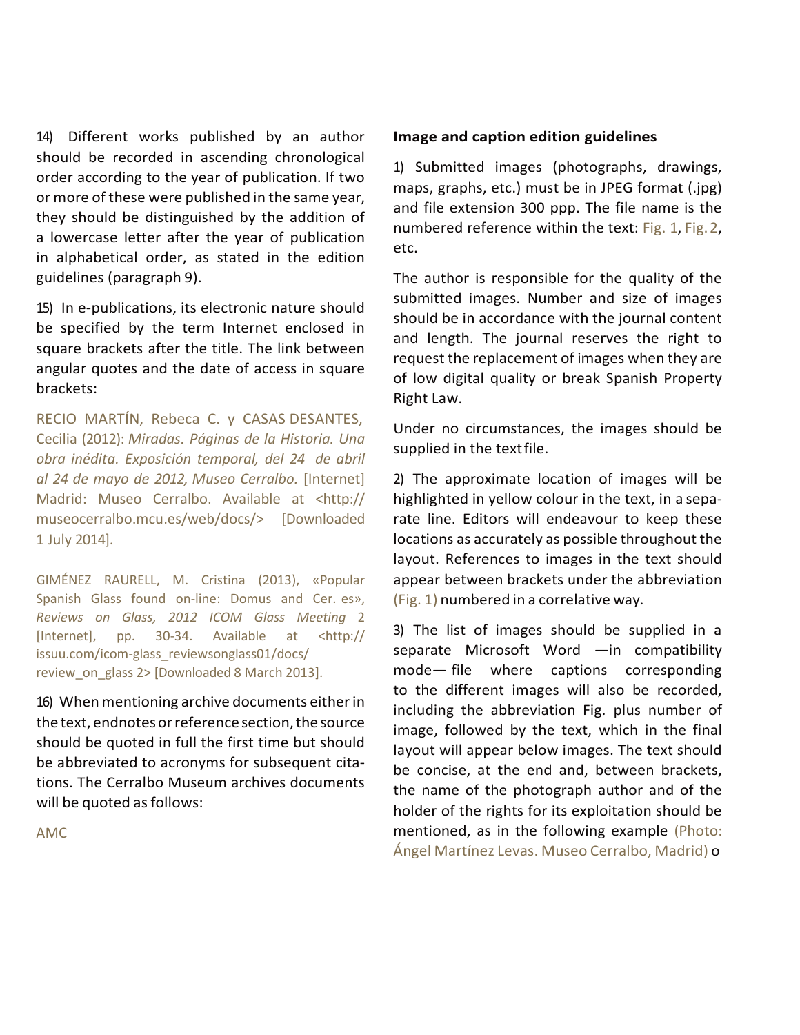14) Different works published by an author should be recorded in ascending chronological order according to the year of publication. If two or more of these were published in the same year, they should be distinguished by the addition of a lowercase letter after the year of publication in alphabetical order, as stated in the edition guidelines (paragraph 9).

15) In e-publications, its electronic nature should be specified by the term Internet enclosed in square brackets after the title. The link between angular quotes and the date of access in square brackets:

RECIO MARTÍN, Rebeca C. y CASAS DESANTES, Cecilia (2012): *Miradas. Páginas de la Historia. Una obra inédita. Exposición temporal, del 24 de abril al 24 de mayo de 2012, Museo Cerralbo.* [Internet] Madrid: Museo Cerralbo. Available at <http://museocerralbo.mcu.es/web/docs/> [Downloaded 1 July 2014].

GIMÉNEZ RAURELL, M. Cristina (2013), «Popular Spanish Glass found on-line: Domus and Cer. es», *Reviews on Glass, 2012 ICOM Glass Meeting* 2 [Internet], pp. 30-34. Available at <http://issuu.com/icom-glass_reviewsonglass01/docs/review_on_glass 2> [Downloaded 8 March 2013].

16) When mentioning archive documents either in the text, endnotes or reference section, the source should be quoted in full the first time but should be abbreviated to acronyms for subsequent citations. The Cerralbo Museum archives documents will be quoted as follows:

AMC

**Image and caption edition guidelines**

1) Submitted images (photographs, drawings, maps, graphs, etc.) must be in JPEG format (.jpg) and file extension 300 ppp. The file name is the numbered reference within the text: Fig. 1, Fig. 2, etc.

The author is responsible for the quality of the submitted images. Number and size of images should be in accordance with the journal content and length. The journal reserves the right to request the replacement of images when they are of low digital quality or break Spanish Property Right Law.

Under no circumstances, the images should be supplied in the text file.

2) The approximate location of images will be highlighted in yellow colour in the text, in a separate line. Editors will endeavour to keep these locations as accurately as possible throughout the layout. References to images in the text should appear between brackets under the abbreviation (Fig. 1) numbered in a correlative way.

3) The list of images should be supplied in a separate Microsoft Word —in compatibility mode— file where captions corresponding to the different images will also be recorded, including the abbreviation Fig. plus number of image, followed by the text, which in the final layout will appear below images. The text should be concise, at the end and, between brackets, the name of the photograph author and of the holder of the rights for its exploitation should be mentioned, as in the following example (Photo: Ángel Martínez Levas. Museo Cerralbo, Madrid) o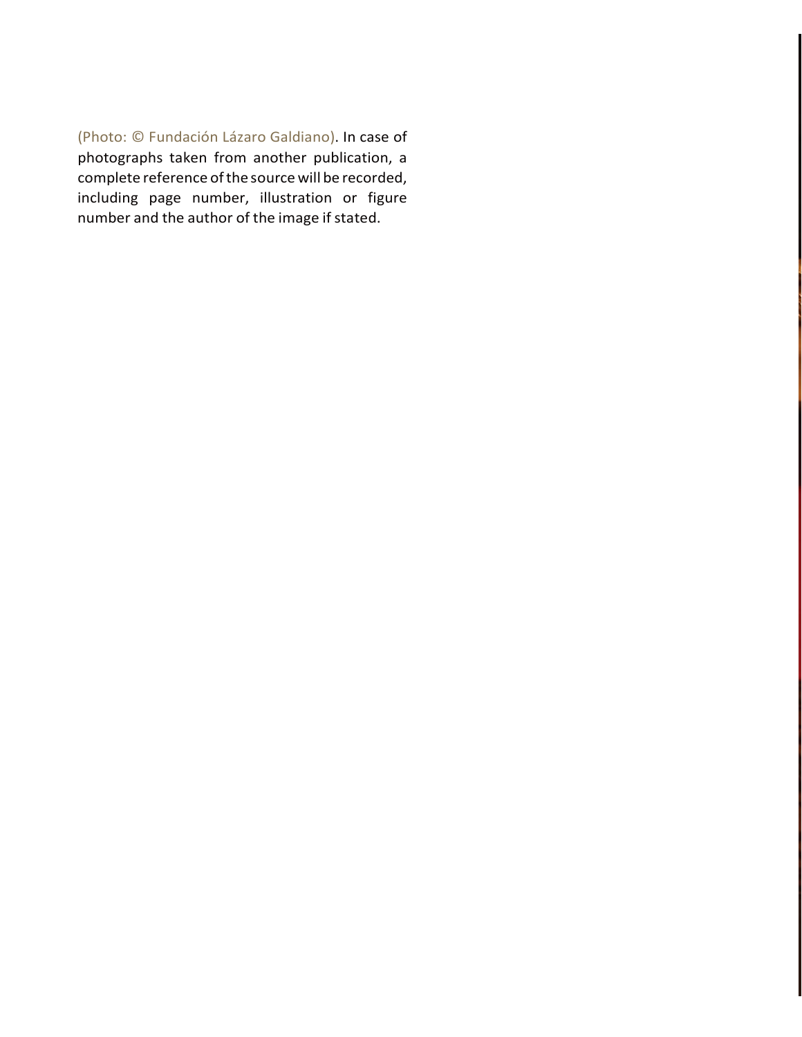(Photo: © Fundación Lázaro Galdiano). In case of photographs taken from another publication, a complete reference of the source will be recorded, including page number, illustration or figure number and the author of the image if stated.